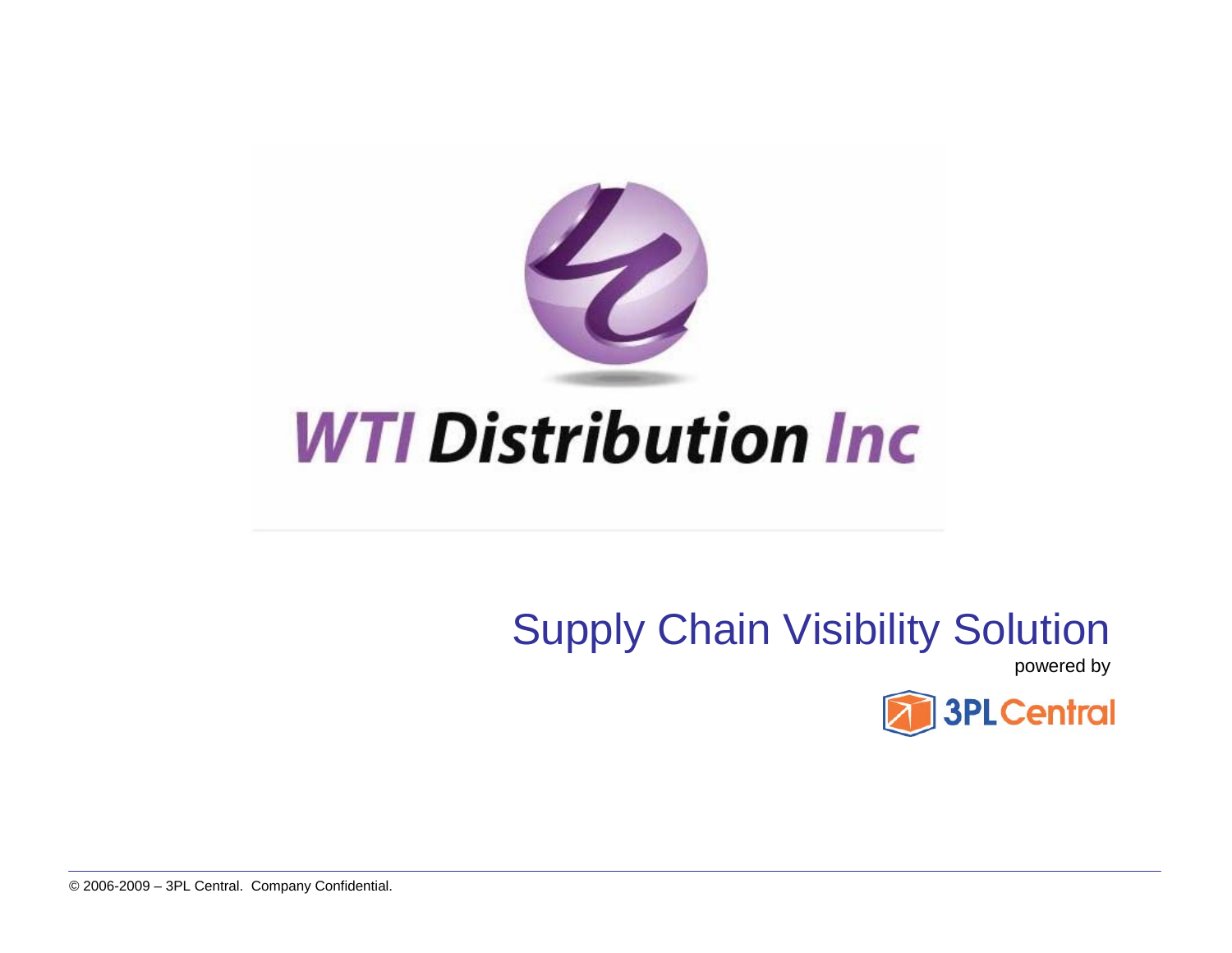# WTI Distribution Inc

## Supply Chain Visibility Solution

powered by

3PL Central

© 2006-2009 – 3PL Central. Company Confidential.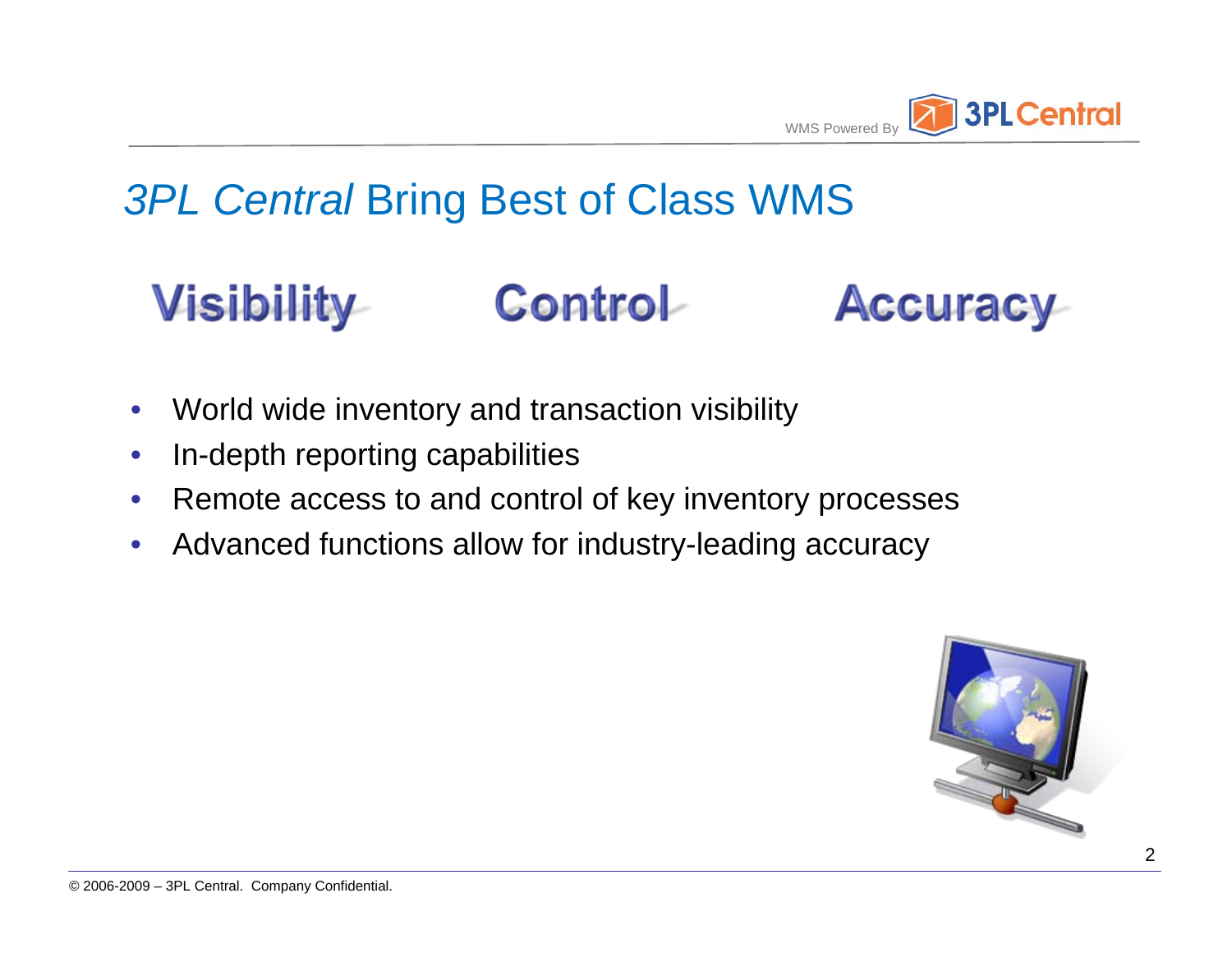# *3PL Central* Bring Best of Class WMS

**Visibility** **Control** **Accuracy**

- World wide inventory and transaction visibility
- In-depth reporting capabilities
- Remote access to and control of key inventory processes
- Advanced functions allow for industry-leading accuracy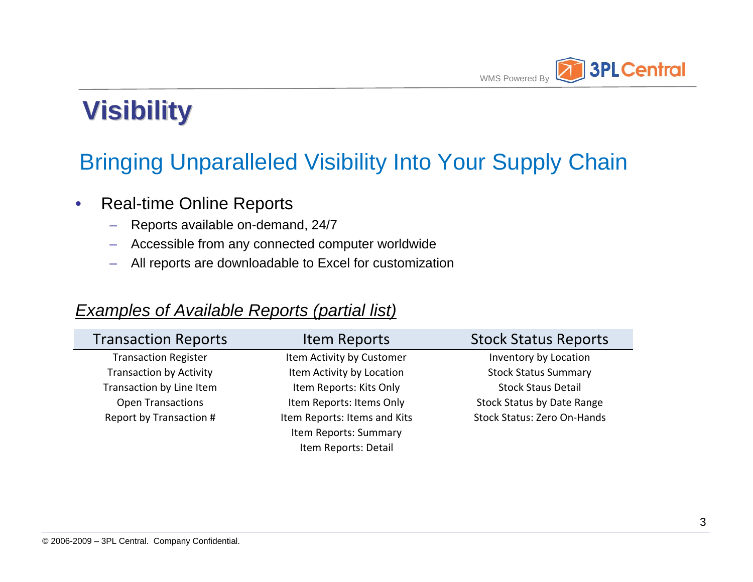# Visibility

## Bringing Unparalleled Visibility Into Your Supply Chain

- Real-time Online Reports
  - Reports available on-demand, 24/7
  - Accessible from any connected computer worldwide
  - All reports are downloadable to Excel for customization

*Examples of Available Reports (partial list)*

| Transaction Reports | Item Reports | Stock Status Reports |
|---|---|---|
| Transaction Register | Item Activity by Customer | Inventory by Location |
| Transaction by Activity | Item Activity by Location | Stock Status Summary |
| Transaction by Line Item | Item Reports: Kits Only | Stock Staus Detail |
| Open Transactions | Item Reports: Items Only | Stock Status by Date Range |
| Report by Transaction # | Item Reports: Items and Kits | Stock Status: Zero On-Hands |
| | Item Reports: Summary | |
| | Item Reports: Detail | |

© 2006-2009 – 3PL Central. Company Confidential.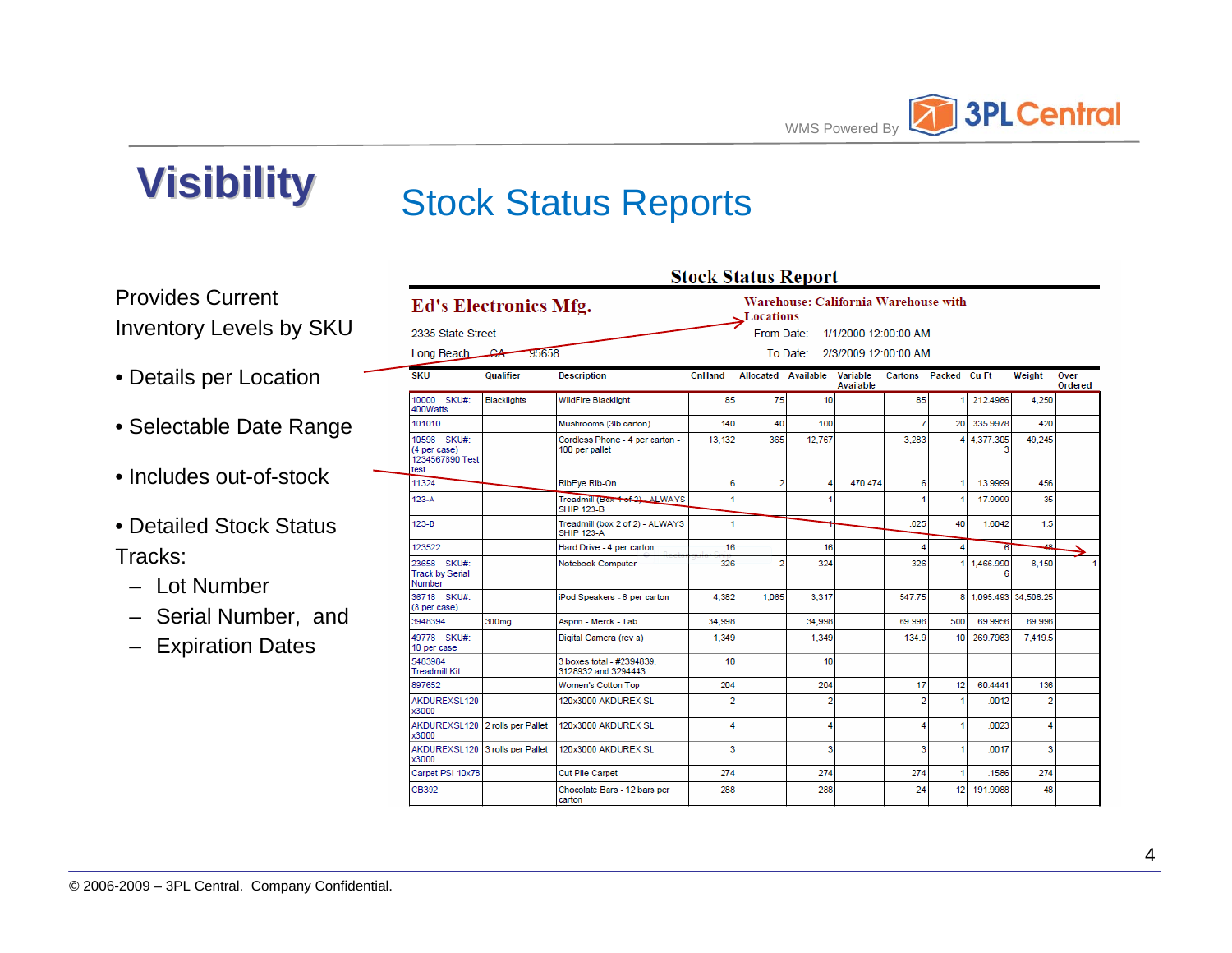# Visibility

## Stock Status Reports

Provides Current Inventory Levels by SKU

- Details per Location
- Selectable Date Range
- Includes out-of-stock
- Detailed Stock Status Tracks:
  - Lot Number
  - Serial Number, and
  - Expiration Dates

### Stock Status Report

**Ed's Electronics Mfg.**

2335 State Street

Long Beach CA 95658

**Warehouse: California Warehouse with Locations**

From Date: 1/1/2000 12:00:00 AM

To Date: 2/3/2009 12:00:00 AM

| SKU | Qualifier | Description | OnHand | Allocated | Available | Variable Available | Cartons | Packed | Cu Ft | Weight | Over Ordered |
|---|---|---|---|---|---|---|---|---|---|---|---|
| 10000 SKU#: 400Watts | Blacklights | WildFire Blacklight | 85 | 75 | 10 | | 85 | 1 | 212.4986 | 4,250 | |
| 101010 | | Mushrooms (3lb carton) | 140 | 40 | 100 | | 7 | 20 | 335.9978 | 420 | |
| 10598 SKU#: (4 per case) 1234567890 Test test | | Cordless Phone - 4 per carton - 100 per pallet | 13,132 | 365 | 12,767 | | 3,283 | 4 | 4,377.3053 | 49,245 | |
| 11324 | | RibEye Rib-On | 6 | 2 | 4 | 470.474 | 6 | 1 | 13.9999 | 456 | |
| 123-A | | Treadmill (Box 1 of 2) - ALWAYS SHIP 123-B | 1 | | 1 | | 1 | 1 | 17.9999 | 35 | |
| 123-B | | Treadmill (box 2 of 2) - ALWAYS SHIP 123-A | 1 | | 1 | | .025 | 40 | 1.6042 | 1.5 | |
| 123522 | | Hard Drive - 4 per carton | 16 | | 16 | | 4 | 4 | 6 | 48 | |
| 23658 SKU#: Track by Serial Number | | Notebook Computer | 326 | 2 | 324 | | 326 | 1 | 1,466.9906 | 8,150 | 1 |
| 36718 SKU#: (8 per case) | | iPod Speakers - 8 per carton | 4,382 | 1,065 | 3,317 | | 547.75 | 8 | 1,095.493 | 34,508.25 | |
| 3948394 | 300mg | Asprin - Merck - Tab | 34,998 | | 34,998 | | 69.996 | 500 | 69.9956 | 69.996 | |
| 49778 SKU#: 10 per case | | Digital Camera (rev a) | 1,349 | | 1,349 | | 134.9 | 10 | 269.7983 | 7,419.5 | |
| 5483984 Treadmill Kit | | 3 boxes total - #2394839, 3128932 and 3294443 | 10 | | 10 | | | | | | |
| 897652 | | Women's Cotton Top | 204 | | 204 | | 17 | 12 | 60.4441 | 136 | |
| AKDUREXSL120 x3000 | | 120x3000 AKDUREX SL | 2 | | 2 | | 2 | 1 | .0012 | 2 | |
| AKDUREXSL120 x3000 | 2 rolls per Pallet | 120x3000 AKDUREX SL | 4 | | 4 | | 4 | 1 | .0023 | 4 | |
| AKDUREXSL120 x3000 | 3 rolls per Pallet | 120x3000 AKDUREX SL | 3 | | 3 | | 3 | 1 | .0017 | 3 | |
| Carpet PSI 10x78 | | Cut Pile Carpet | 274 | | 274 | | 274 | 1 | .1586 | 274 | |
| CB392 | | Chocolate Bars - 12 bars per carton | 288 | | 288 | | 24 | 12 | 191.9988 | 48 | |

© 2006-2009 – 3PL Central. Company Confidential.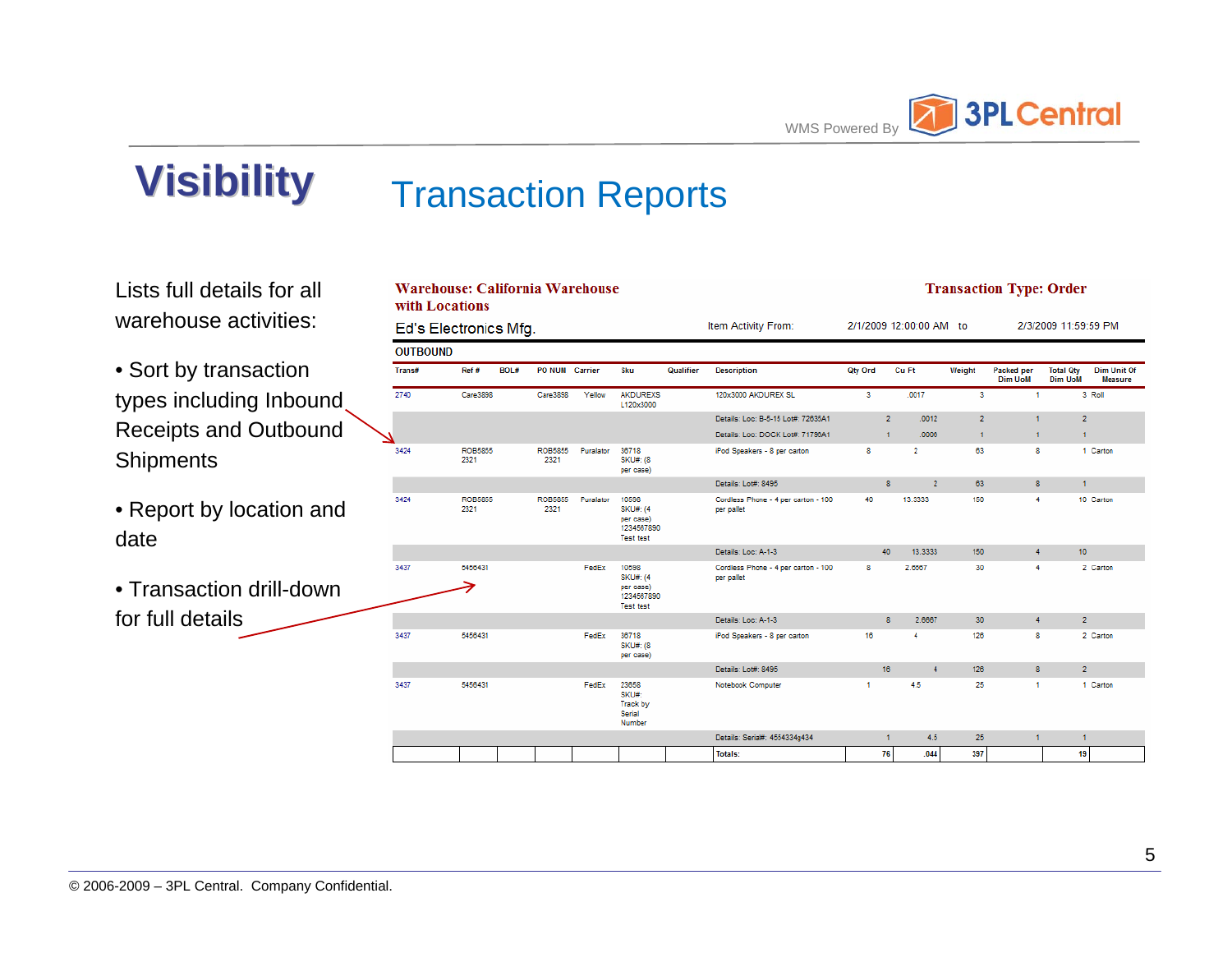# Visibility

## Transaction Reports

Lists full details for all warehouse activities:

- Sort by transaction types including Inbound Receipts and Outbound Shipments
- Report by location and date
- Transaction drill-down for full details

**Warehouse: California Warehouse with Locations**

**Transaction Type: Order**

Ed's Electronics Mfg.

Item Activity From: 2/1/2009 12:00:00 AM to 2/3/2009 11:59:59 PM

**OUTBOUND**

| Trans# | Ref # | BOL# | PO NUM | Carrier | Sku | Qualifier | Description | Qty Ord | Cu Ft | Weight | Packed per Dim UoM | Total Qty Dim UoM | Dim Unit Of Measure |
|---|---|---|---|---|---|---|---|---|---|---|---|---|---|
| 2740 | Care3898 | | Care3898 | Yellow | AKDUREXS L120x3000 | | 120x3000 AKDUREX SL | 3 | .0017 | 3 | 1 | 3 | Roll |
| | | | | | | | Details: Loc: B-5-15 Lot#: 72635A1 | 2 | .0012 | 2 | 1 | 2 | |
| | | | | | | | Details: Loc: DOCK Lot#: 71796A1 | 1 | .0006 | 1 | 1 | 1 | |
| 3424 | ROB5855 2321 | | ROB5855 2321 | Puralator | 36718 SKU#: (8 per case) | | iPod Speakers - 8 per carton | 8 | 2 | 63 | 8 | 1 | Carton |
| | | | | | | | Details: Lot#: 8495 | 8 | 2 | 63 | 8 | 1 | |
| 3424 | ROB5855 2321 | | ROB5855 2321 | Puralator | 10598 SKU#: (4 per case) 1234567890 Test test | | Cordless Phone - 4 per carton - 100 per pallet | 40 | 13.3333 | 150 | 4 | 10 | Carton |
| | | | | | | | Details: Loc: A-1-3 | 40 | 13.3333 | 150 | 4 | 10 | |
| 3437 | 5456431 | | | FedEx | 10598 SKU#: (4 per case) 1234567890 Test test | | Cordless Phone - 4 per carton - 100 per pallet | 8 | 2.6667 | 30 | 4 | 2 | Carton |
| | | | | | | | Details: Loc: A-1-3 | 8 | 2.6667 | 30 | 4 | 2 | |
| 3437 | 5456431 | | | FedEx | 36718 SKU#: (8 per case) | | iPod Speakers - 8 per carton | 16 | 4 | 126 | 8 | 2 | Carton |
| | | | | | | | Details: Lot#: 8495 | 16 | 4 | 126 | 8 | 2 | |
| 3437 | 5456431 | | | FedEx | 23658 SKU#: Track by Serial Number | | Notebook Computer | 1 | 4.5 | 25 | 1 | 1 | Carton |
| | | | | | | | Details: Serial#: 4554334g434 | 1 | 4.5 | 25 | 1 | 1 | |
| | | | | | | | Totals: | 76 | .044 | 397 | | 19 | |

© 2006-2009 – 3PL Central. Company Confidential.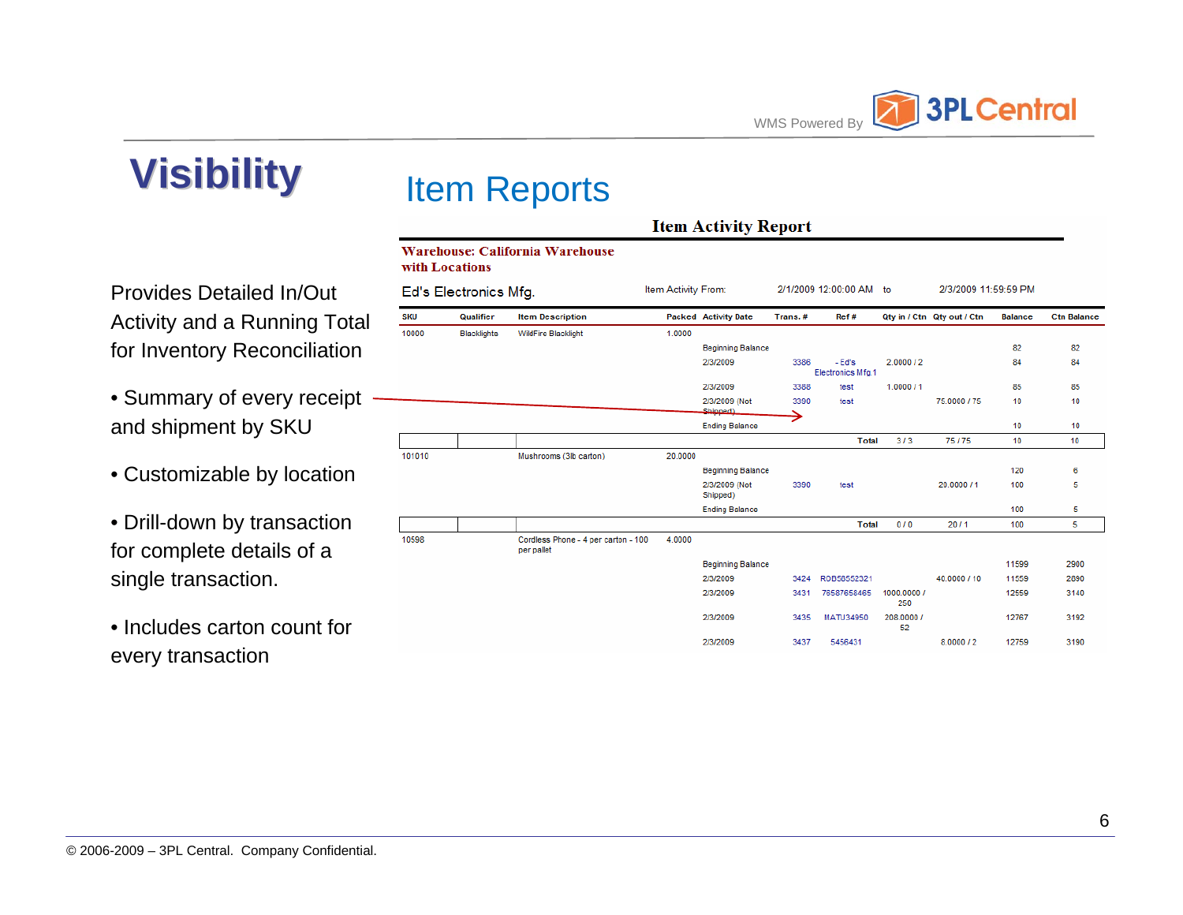# Visibility

## Item Reports

Provides Detailed In/Out Activity and a Running Total for Inventory Reconciliation

- Summary of every receipt and shipment by SKU
- Customizable by location
- Drill-down by transaction for complete details of a single transaction.
- Includes carton count for every transaction

### Item Activity Report

**Warehouse: California Warehouse with Locations**

Ed's Electronics Mfg. — Item Activity From: 2/1/2009 12:00:00 AM to 2/3/2009 11:59:59 PM

| SKU | Qualifier | Item Description | Packed | Activity Date | Trans. # | Ref # | Qty in / Ctn | Qty out / Ctn | Balance | Ctn Balance |
|---|---|---|---|---|---|---|---|---|---|---|
| 10000 | Blacklights | WildFire Blacklight | 1.0000 | | | | | | | |
| | | | | Beginning Balance | | | | | 82 | 82 |
| | | | | 2/3/2009 | 3386 | - Ed's Electronics Mfg 1 | 2.0000 / 2 | | 84 | 84 |
| | | | | 2/3/2009 | 3388 | test | 1.0000 / 1 | | 85 | 85 |
| | | | | 2/3/2009 (Not Shipped) | 3390 | test | | 75.0000 / 75 | 10 | 10 |
| | | | | Ending Balance | | | | | 10 | 10 |
| | | | | | | Total | 3 / 3 | 75 / 75 | 10 | 10 |
| 101010 | | Mushrooms (3lb carton) | 20.0000 | | | | | | | |
| | | | | Beginning Balance | | | | | 120 | 6 |
| | | | | 2/3/2009 (Not Shipped) | 3390 | test | | 20.0000 / 1 | 100 | 5 |
| | | | | Ending Balance | | | | | 100 | 5 |
| | | | | | | Total | 0 / 0 | 20 / 1 | 100 | 5 |
| 10598 | | Cordless Phone - 4 per carton - 100 per pallet | 4.0000 | | | | | | | |
| | | | | Beginning Balance | | | | | 11599 | 2900 |
| | | | | 2/3/2009 | 3424 | ROB58552321 | | 40.0000 / 10 | 11559 | 2890 |
| | | | | 2/3/2009 | 3431 | 78587658465 | 1000.0000 / 250 | | 12559 | 3140 |
| | | | | 2/3/2009 | 3435 | MATU34950 | 208.0000 / 52 | | 12767 | 3192 |
| | | | | 2/3/2009 | 3437 | 5456431 | | 8.0000 / 2 | 12759 | 3190 |

© 2006-2009 – 3PL Central. Company Confidential.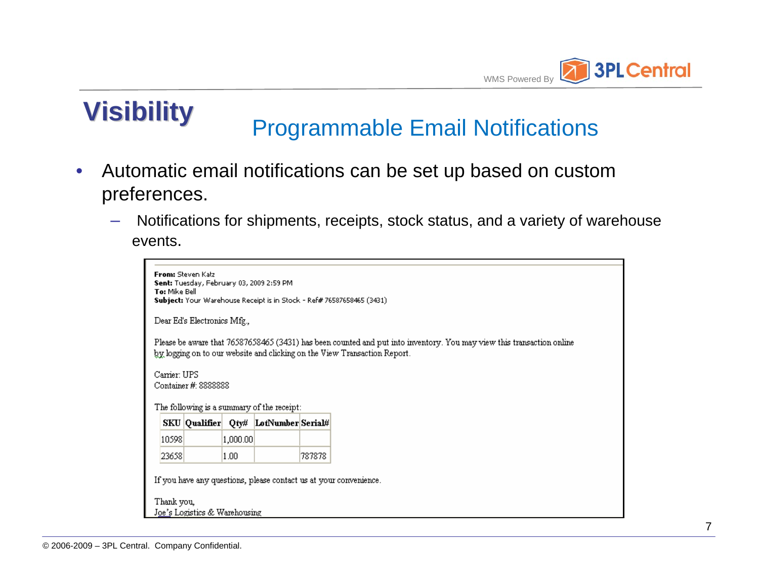# Visibility

## Programmable Email Notifications

- Automatic email notifications can be set up based on custom preferences.
  - Notifications for shipments, receipts, stock status, and a variety of warehouse events.

**From:** Steven Katz
**Sent:** Tuesday, February 03, 2009 2:59 PM
**To:** Mike Bell
**Subject:** Your Warehouse Receipt is in Stock - Ref# 76587658465 (3431)

Dear Ed's Electronics Mfg.,

Please be aware that 76587658465 (3431) has been counted and put into inventory. You may view this transaction online by logging on to our website and clicking on the View Transaction Report.

Carrier: UPS
Container #: 8888888

The following is a summary of the receipt:

| SKU | Qualifier | Qty# | LotNumber | Serial# |
|---|---|---|---|---|
| 10598 | | 1,000.00 | | |
| 23658 | | 1.00 | | 787878 |

If you have any questions, please contact us at your convenience.

Thank you,
Joe's Logistics & Warehousing

© 2006-2009 – 3PL Central. Company Confidential.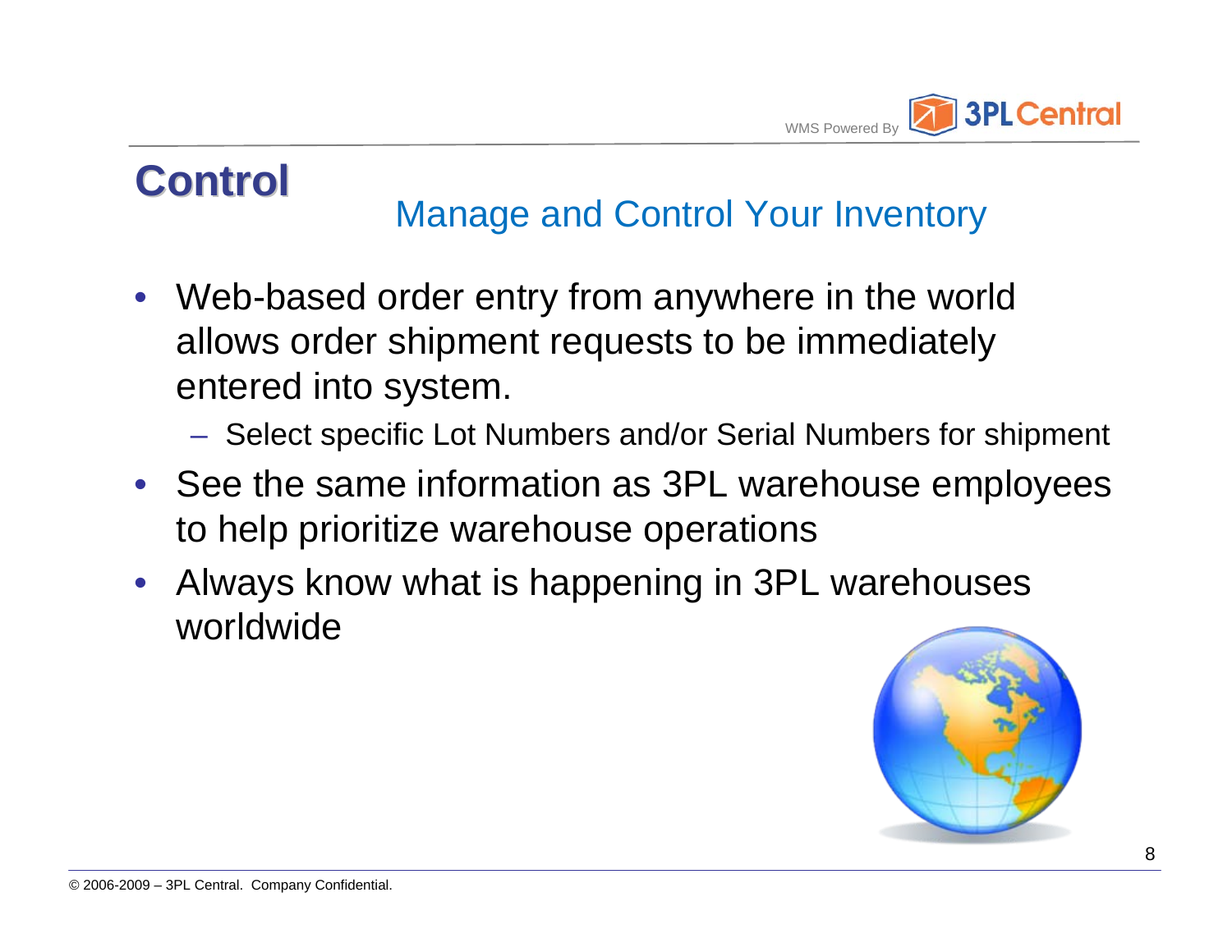# Control

## Manage and Control Your Inventory

- Web-based order entry from anywhere in the world allows order shipment requests to be immediately entered into system.
  - Select specific Lot Numbers and/or Serial Numbers for shipment
- See the same information as 3PL warehouse employees to help prioritize warehouse operations
- Always know what is happening in 3PL warehouses worldwide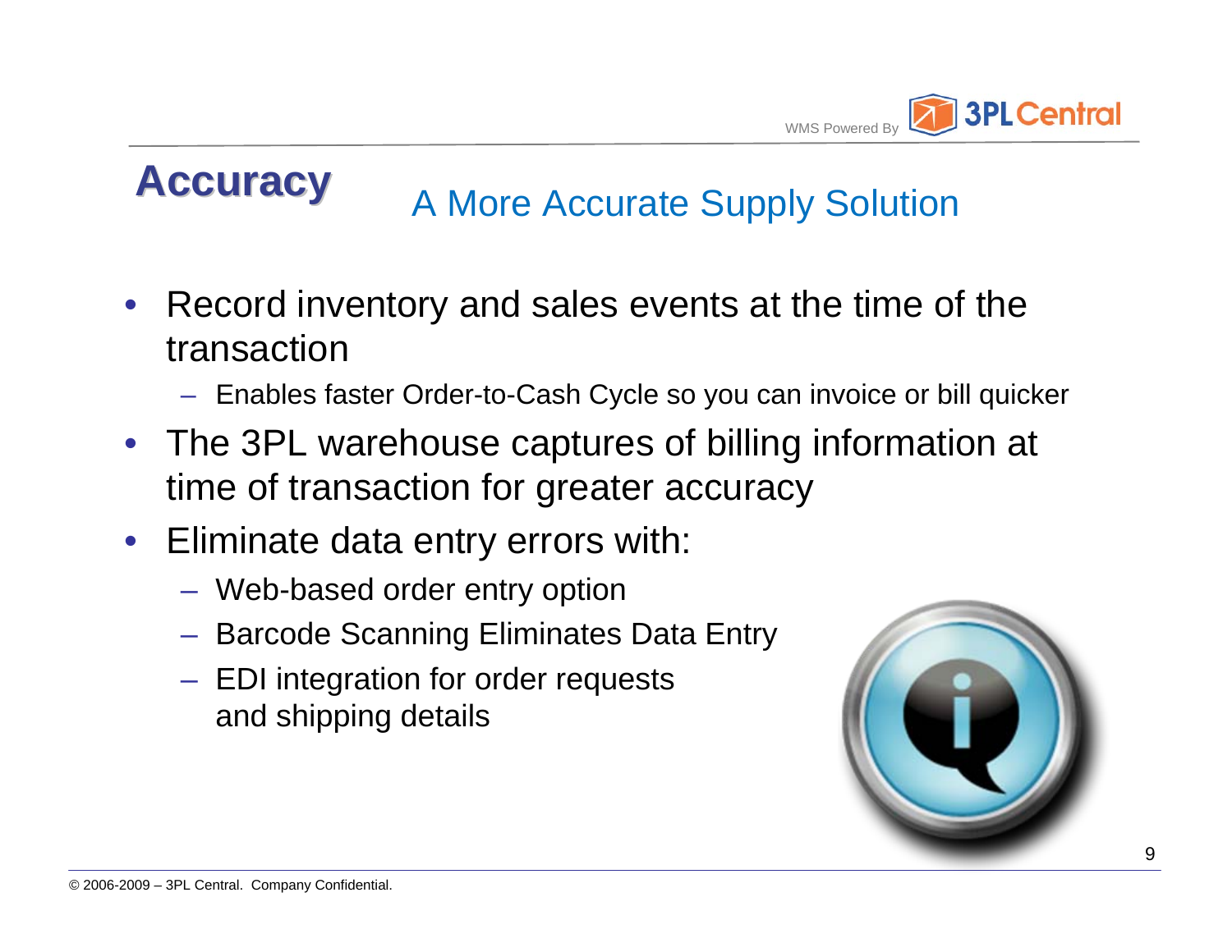# Accuracy

## A More Accurate Supply Solution

- Record inventory and sales events at the time of the transaction
  - Enables faster Order-to-Cash Cycle so you can invoice or bill quicker
- The 3PL warehouse captures of billing information at time of transaction for greater accuracy
- Eliminate data entry errors with:
  - Web-based order entry option
  - Barcode Scanning Eliminates Data Entry
  - EDI integration for order requests and shipping details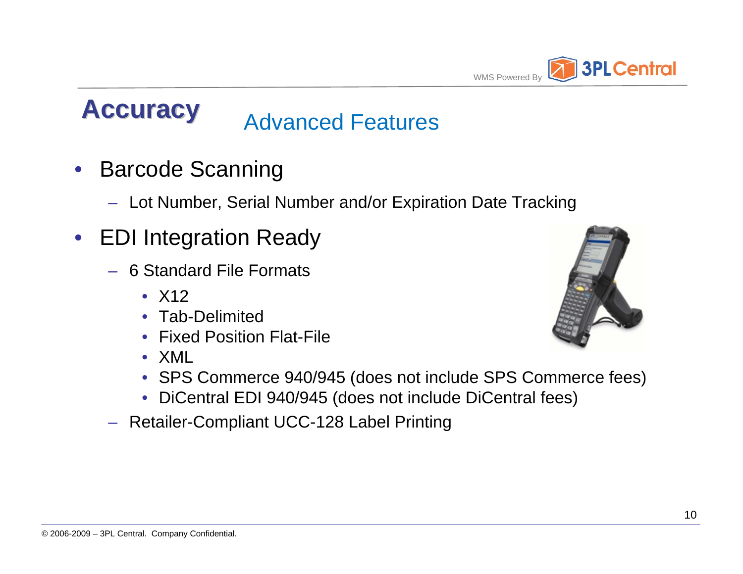# Accuracy

## Advanced Features

- Barcode Scanning
  - Lot Number, Serial Number and/or Expiration Date Tracking
- EDI Integration Ready
  - 6 Standard File Formats
    - X12
    - Tab-Delimited
    - Fixed Position Flat-File
    - XML
    - SPS Commerce 940/945 (does not include SPS Commerce fees)
    - DiCentral EDI 940/945 (does not include DiCentral fees)
  - Retailer-Compliant UCC-128 Label Printing

© 2006-2009 – 3PL Central. Company Confidential.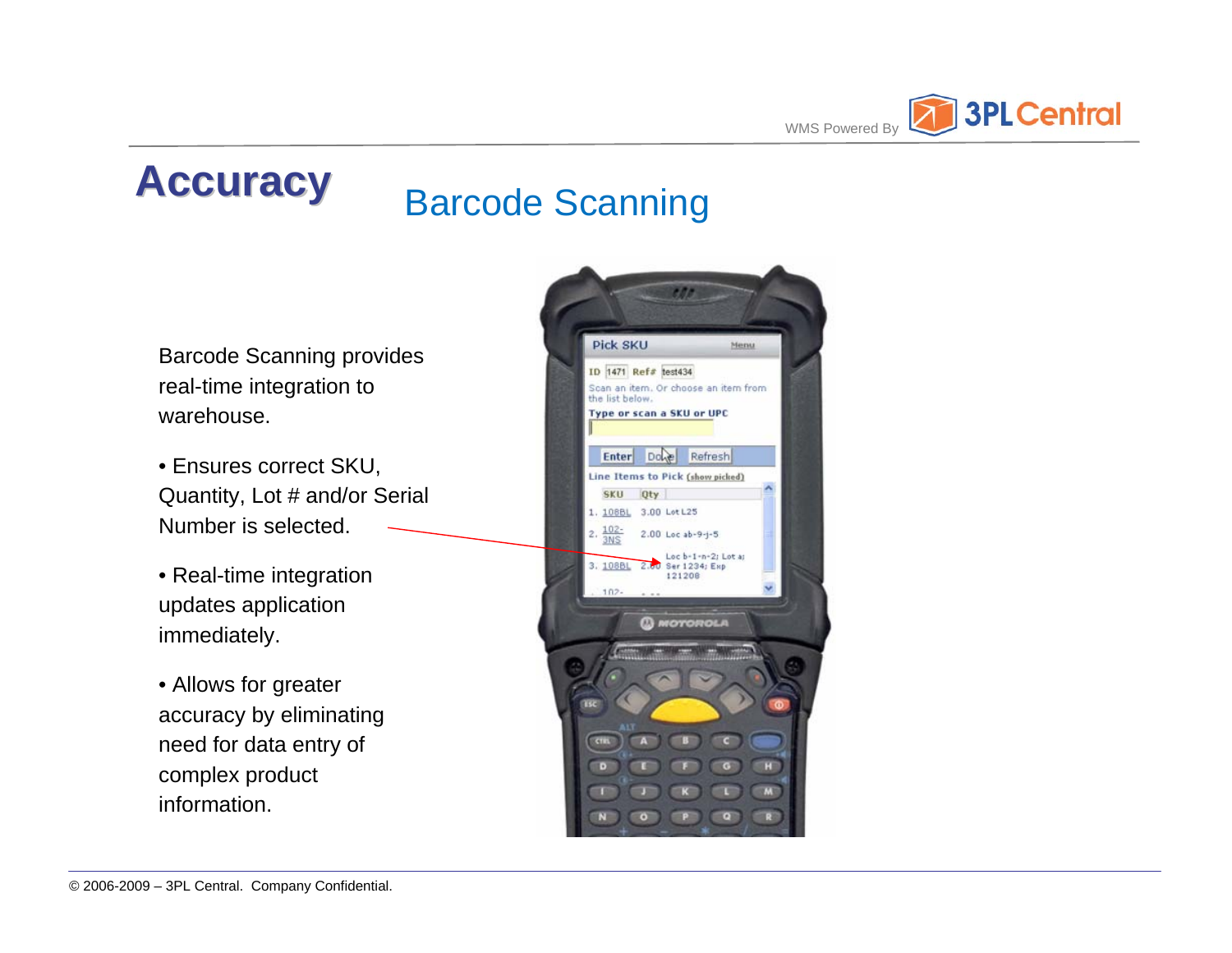# Accuracy

## Barcode Scanning

Barcode Scanning provides real-time integration to warehouse.

- Ensures correct SKU, Quantity, Lot # and/or Serial Number is selected.
- Real-time integration updates application immediately.
- Allows for greater accuracy by eliminating need for data entry of complex product information.

© 2006-2009 – 3PL Central. Company Confidential.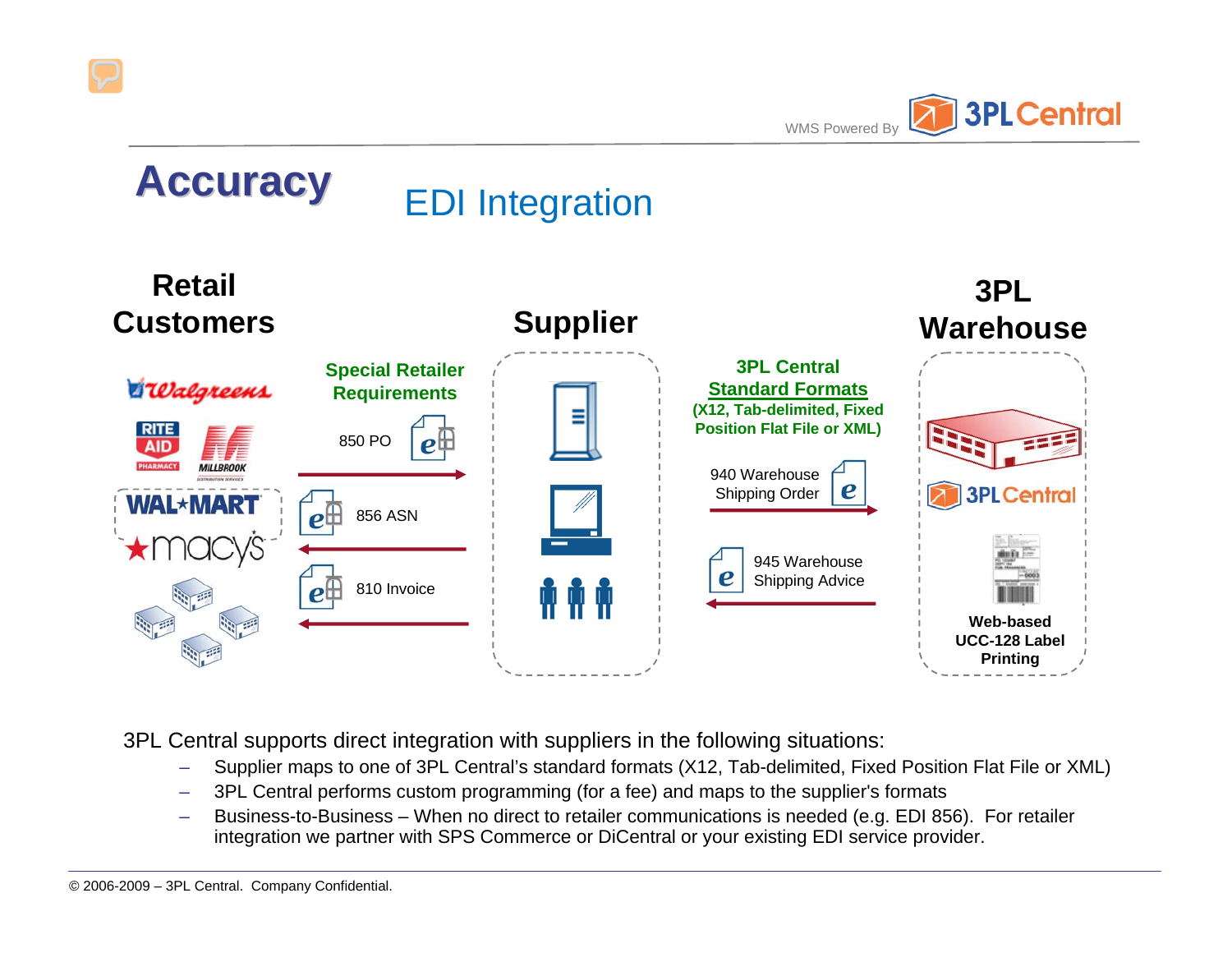WMS Powered By 3PL Central

# Accuracy

## EDI Integration

**Retail Customers**

**Supplier**

**3PL Warehouse**

**Special Retailer Requirements**

850 PO

856 ASN

810 Invoice

**3PL Central Standard Formats (X12, Tab-delimited, Fixed Position Flat File or XML)**

940 Warehouse Shipping Order

945 Warehouse Shipping Advice

**Web-based UCC-128 Label Printing**

3PL Central supports direct integration with suppliers in the following situations:

- Supplier maps to one of 3PL Central's standard formats (X12, Tab-delimited, Fixed Position Flat File or XML)
- 3PL Central performs custom programming (for a fee) and maps to the supplier's formats
- Business-to-Business – When no direct to retailer communications is needed (e.g. EDI 856). For retailer integration we partner with SPS Commerce or DiCentral or your existing EDI service provider.

© 2006-2009 – 3PL Central. Company Confidential.